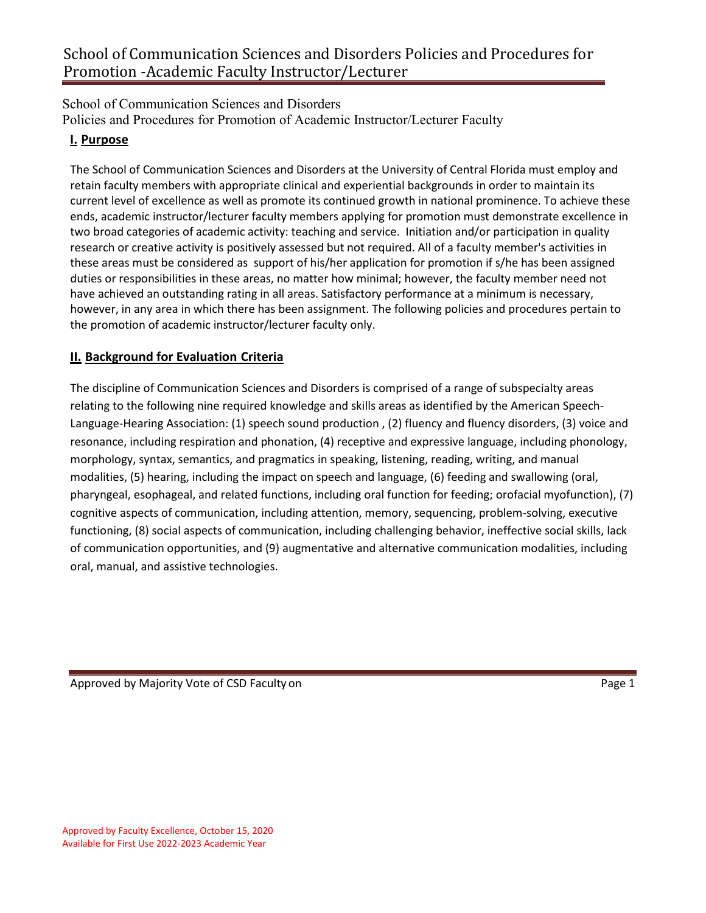School of Communication Sciences and Disorders
Policies and Procedures for Promotion of Academic Instructor/Lecturer Faculty

## I. Purpose

The School of Communication Sciences and Disorders at the University of Central Florida must employ and retain faculty members with appropriate clinical and experiential backgrounds in order to maintain its current level of excellence as well as promote its continued growth in national prominence. To achieve these ends, academic instructor/lecturer faculty members applying for promotion must demonstrate excellence in two broad categories of academic activity: teaching and service. Initiation and/or participation in quality research or creative activity is positively assessed but not required. All of a faculty member's activities in these areas must be considered as support of his/her application for promotion if s/he has been assigned duties or responsibilities in these areas, no matter how minimal; however, the faculty member need not have achieved an outstanding rating in all areas. Satisfactory performance at a minimum is necessary, however, in any area in which there has been assignment. The following policies and procedures pertain to the promotion of academic instructor/lecturer faculty only.

## II. Background for Evaluation Criteria

The discipline of Communication Sciences and Disorders is comprised of a range of subspecialty areas relating to the following nine required knowledge and skills areas as identified by the American Speech-Language-Hearing Association: (1) speech sound production , (2) fluency and fluency disorders, (3) voice and resonance, including respiration and phonation, (4) receptive and expressive language, including phonology, morphology, syntax, semantics, and pragmatics in speaking, listening, reading, writing, and manual modalities, (5) hearing, including the impact on speech and language, (6) feeding and swallowing (oral, pharyngeal, esophageal, and related functions, including oral function for feeding; orofacial myofunction), (7) cognitive aspects of communication, including attention, memory, sequencing, problem-solving, executive functioning, (8) social aspects of communication, including challenging behavior, ineffective social skills, lack of communication opportunities, and (9) augmentative and alternative communication modalities, including oral, manual, and assistive technologies.

Approved by Majority Vote of CSD Faculty on

Approved by Faculty Excellence, October 15, 2020
Available for First Use 2022-2023 Academic Year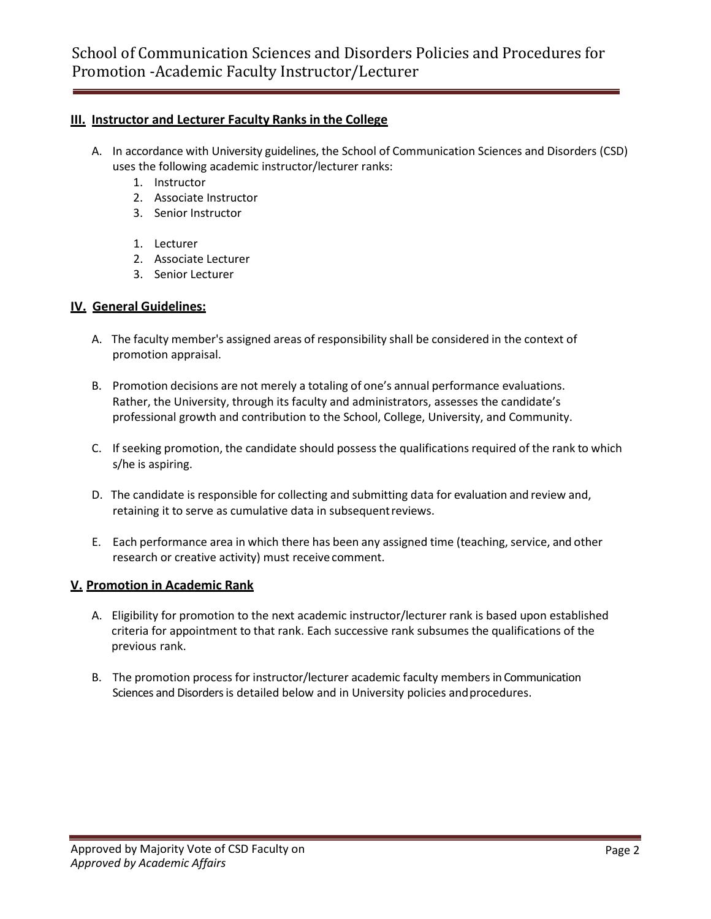## III. Instructor and Lecturer Faculty Ranks in the College

A. In accordance with University guidelines, the School of Communication Sciences and Disorders (CSD) uses the following academic instructor/lecturer ranks:

1. Instructor
2. Associate Instructor
3. Senior Instructor

1. Lecturer
2. Associate Lecturer
3. Senior Lecturer

## IV. General Guidelines:

A. The faculty member's assigned areas of responsibility shall be considered in the context of promotion appraisal.

B. Promotion decisions are not merely a totaling of one's annual performance evaluations. Rather, the University, through its faculty and administrators, assesses the candidate's professional growth and contribution to the School, College, University, and Community.

C. If seeking promotion, the candidate should possess the qualifications required of the rank to which s/he is aspiring.

D. The candidate is responsible for collecting and submitting data for evaluation and review and, retaining it to serve as cumulative data in subsequent reviews.

E. Each performance area in which there has been any assigned time (teaching, service, and other research or creative activity) must receive comment.

## V. Promotion in Academic Rank

A. Eligibility for promotion to the next academic instructor/lecturer rank is based upon established criteria for appointment to that rank. Each successive rank subsumes the qualifications of the previous rank.

B. The promotion process for instructor/lecturer academic faculty members in Communication Sciences and Disorders is detailed below and in University policies and procedures.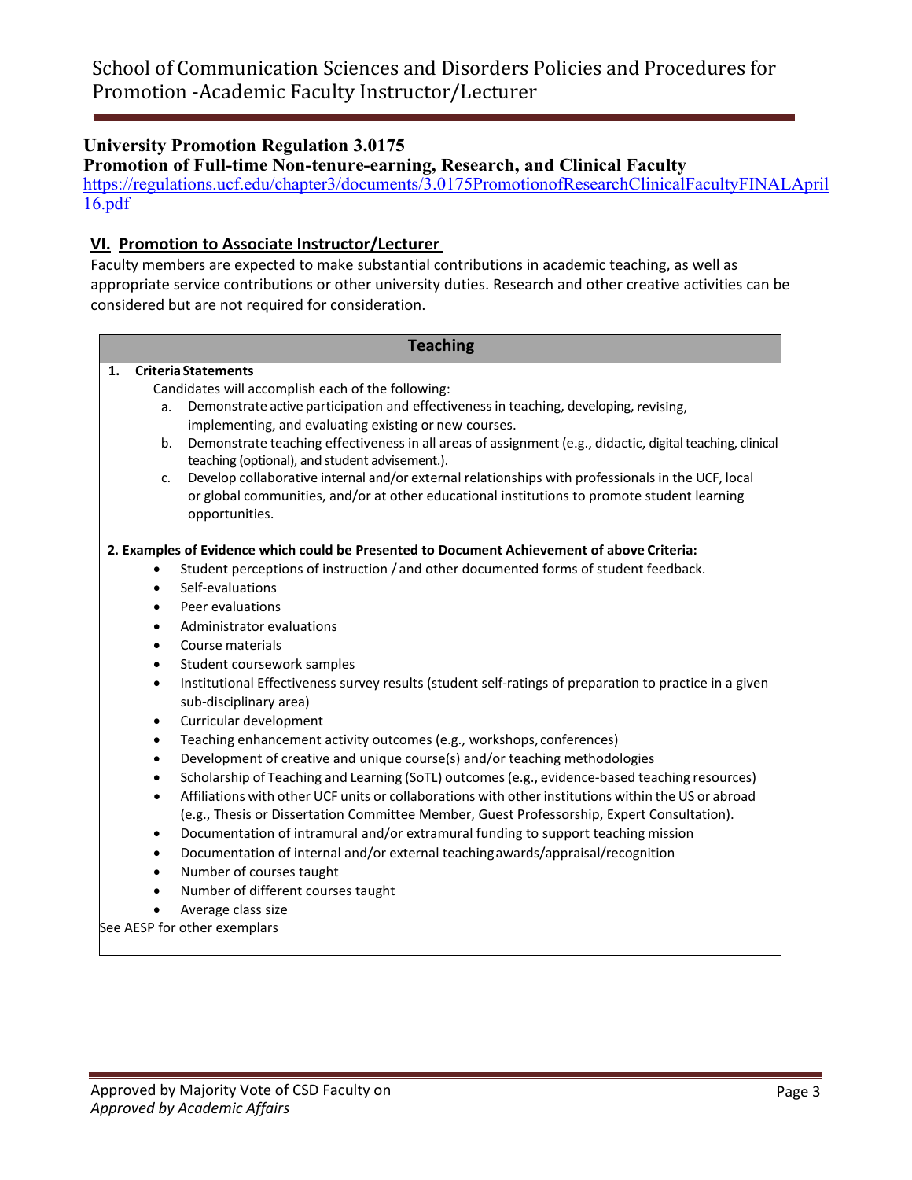**University Promotion Regulation 3.0175**

**Promotion of Full-time Non-tenure-earning, Research, and Clinical Faculty**

https://regulations.ucf.edu/chapter3/documents/3.0175PromotionofResearchClinicalFacultyFINALApril16.pdf

## VI. Promotion to Associate Instructor/Lecturer

Faculty members are expected to make substantial contributions in academic teaching, as well as appropriate service contributions or other university duties. Research and other creative activities can be considered but are not required for consideration.

### Teaching

**1. Criteria Statements**

Candidates will accomplish each of the following:

- a. Demonstrate active participation and effectiveness in teaching, developing, revising, implementing, and evaluating existing or new courses.
- b. Demonstrate teaching effectiveness in all areas of assignment (e.g., didactic, digital teaching, clinical teaching (optional), and student advisement.).
- c. Develop collaborative internal and/or external relationships with professionals in the UCF, local or global communities, and/or at other educational institutions to promote student learning opportunities.

**2. Examples of Evidence which could be Presented to Document Achievement of above Criteria:**

- Student perceptions of instruction / and other documented forms of student feedback.
- Self-evaluations
- Peer evaluations
- Administrator evaluations
- Course materials
- Student coursework samples
- Institutional Effectiveness survey results (student self-ratings of preparation to practice in a given sub-disciplinary area)
- Curricular development
- Teaching enhancement activity outcomes (e.g., workshops, conferences)
- Development of creative and unique course(s) and/or teaching methodologies
- Scholarship of Teaching and Learning (SoTL) outcomes (e.g., evidence-based teaching resources)
- Affiliations with other UCF units or collaborations with other institutions within the US or abroad (e.g., Thesis or Dissertation Committee Member, Guest Professorship, Expert Consultation).
- Documentation of intramural and/or extramural funding to support teaching mission
- Documentation of internal and/or external teaching awards/appraisal/recognition
- Number of courses taught
- Number of different courses taught
- Average class size

See AESP for other exemplars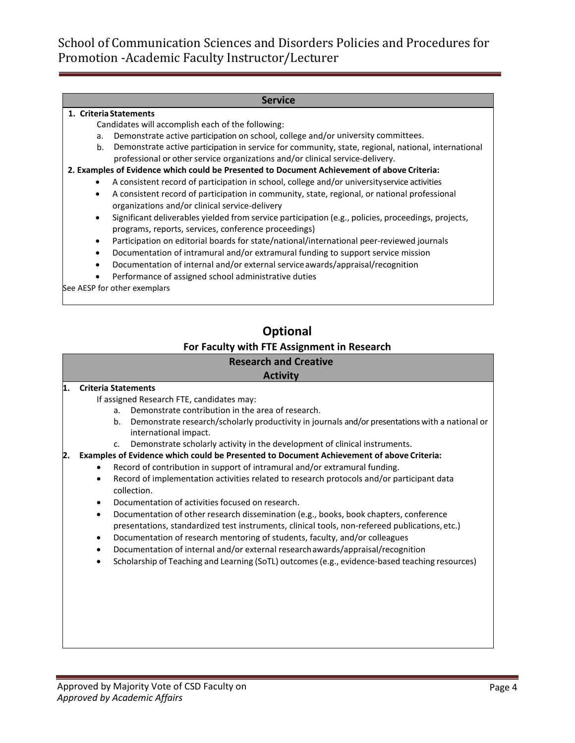## Service

**1. Criteria Statements**

Candidates will accomplish each of the following:

a. Demonstrate active participation on school, college and/or university committees.

b. Demonstrate active participation in service for community, state, regional, national, international professional or other service organizations and/or clinical service-delivery.

**2. Examples of Evidence which could be Presented to Document Achievement of above Criteria:**

- A consistent record of participation in school, college and/or university service activities
- A consistent record of participation in community, state, regional, or national professional organizations and/or clinical service-delivery
- Significant deliverables yielded from service participation (e.g., policies, proceedings, projects, programs, reports, services, conference proceedings)
- Participation on editorial boards for state/national/international peer-reviewed journals
- Documentation of intramural and/or extramural funding to support service mission
- Documentation of internal and/or external service awards/appraisal/recognition
- Performance of assigned school administrative duties

See AESP for other exemplars

# Optional

### For Faculty with FTE Assignment in Research

## Research and Creative Activity

**1. Criteria Statements**

If assigned Research FTE, candidates may:

a. Demonstrate contribution in the area of research.

b. Demonstrate research/scholarly productivity in journals and/or presentations with a national or international impact.

c. Demonstrate scholarly activity in the development of clinical instruments.

**2. Examples of Evidence which could be Presented to Document Achievement of above Criteria:**

- Record of contribution in support of intramural and/or extramural funding.
- Record of implementation activities related to research protocols and/or participant data collection.
- Documentation of activities focused on research.
- Documentation of other research dissemination (e.g., books, book chapters, conference presentations, standardized test instruments, clinical tools, non-refereed publications, etc.)
- Documentation of research mentoring of students, faculty, and/or colleagues
- Documentation of internal and/or external research awards/appraisal/recognition
- Scholarship of Teaching and Learning (SoTL) outcomes (e.g., evidence-based teaching resources)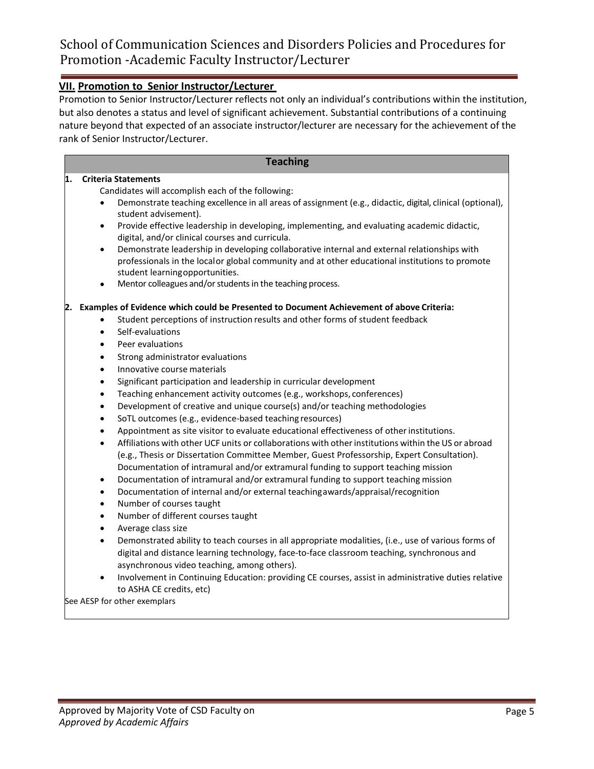## VII. Promotion to Senior Instructor/Lecturer

Promotion to Senior Instructor/Lecturer reflects not only an individual's contributions within the institution, but also denotes a status and level of significant achievement. Substantial contributions of a continuing nature beyond that expected of an associate instructor/lecturer are necessary for the achievement of the rank of Senior Instructor/Lecturer.

### Teaching

**1. Criteria Statements**

Candidates will accomplish each of the following:

- Demonstrate teaching excellence in all areas of assignment (e.g., didactic, digital, clinical (optional), student advisement).
- Provide effective leadership in developing, implementing, and evaluating academic didactic, digital, and/or clinical courses and curricula.
- Demonstrate leadership in developing collaborative internal and external relationships with professionals in the local or global community and at other educational institutions to promote student learning opportunities.
- Mentor colleagues and/or students in the teaching process.

**2. Examples of Evidence which could be Presented to Document Achievement of above Criteria:**

- Student perceptions of instruction results and other forms of student feedback
- Self-evaluations
- Peer evaluations
- Strong administrator evaluations
- Innovative course materials
- Significant participation and leadership in curricular development
- Teaching enhancement activity outcomes (e.g., workshops, conferences)
- Development of creative and unique course(s) and/or teaching methodologies
- SoTL outcomes (e.g., evidence-based teaching resources)
- Appointment as site visitor to evaluate educational effectiveness of other institutions.
- Affiliations with other UCF units or collaborations with other institutions within the US or abroad (e.g., Thesis or Dissertation Committee Member, Guest Professorship, Expert Consultation). Documentation of intramural and/or extramural funding to support teaching mission
- Documentation of intramural and/or extramural funding to support teaching mission
- Documentation of internal and/or external teaching awards/appraisal/recognition
- Number of courses taught
- Number of different courses taught
- Average class size
- Demonstrated ability to teach courses in all appropriate modalities, (i.e., use of various forms of digital and distance learning technology, face-to-face classroom teaching, synchronous and asynchronous video teaching, among others).
- Involvement in Continuing Education: providing CE courses, assist in administrative duties relative to ASHA CE credits, etc)

See AESP for other exemplars

Approved by Majority Vote of CSD Faculty on
*Approved by Academic Affairs*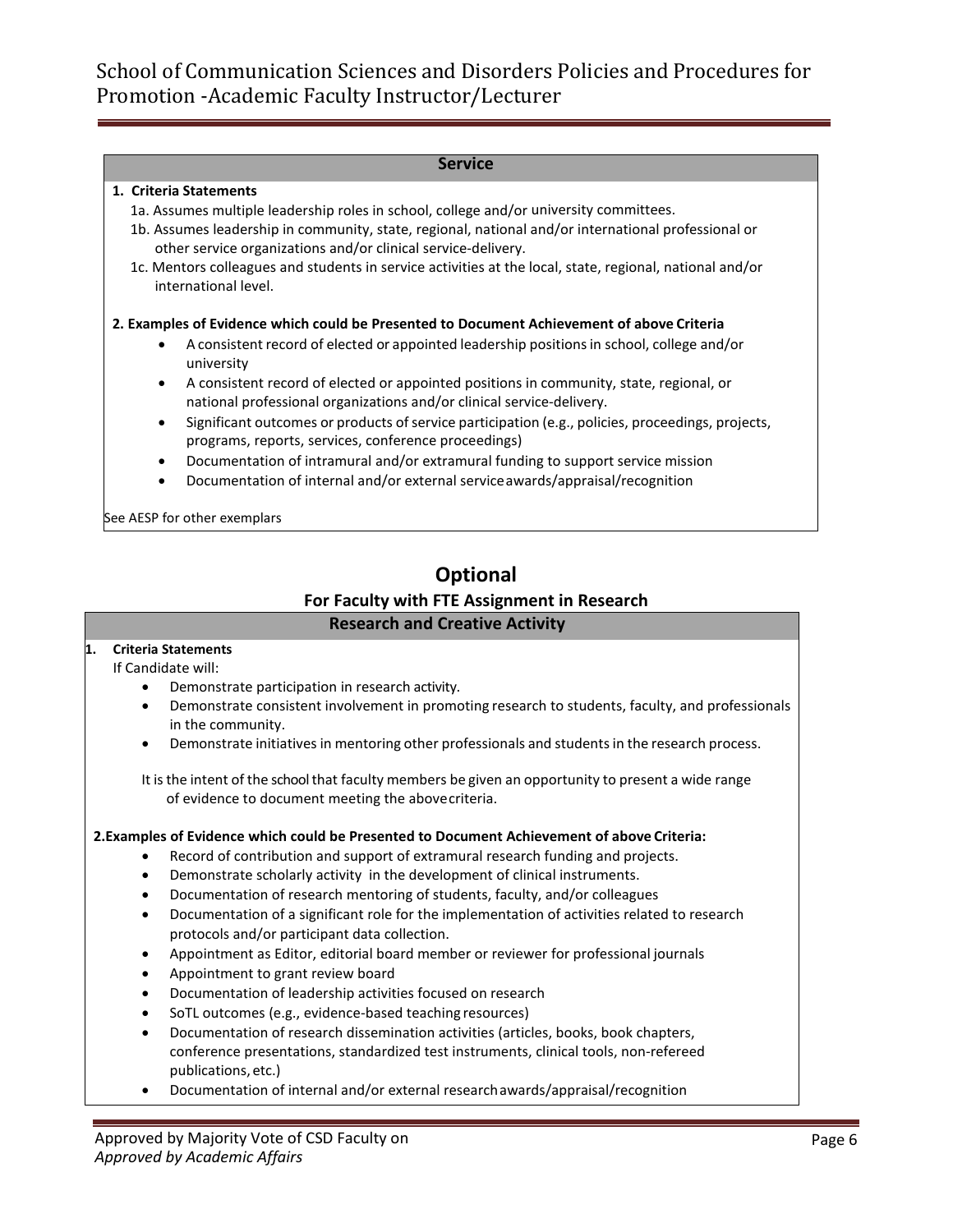## Service

**1. Criteria Statements**

1a. Assumes multiple leadership roles in school, college and/or university committees.

1b. Assumes leadership in community, state, regional, national and/or international professional or other service organizations and/or clinical service-delivery.

1c. Mentors colleagues and students in service activities at the local, state, regional, national and/or international level.

**2. Examples of Evidence which could be Presented to Document Achievement of above Criteria**

- A consistent record of elected or appointed leadership positions in school, college and/or university
- A consistent record of elected or appointed positions in community, state, regional, or national professional organizations and/or clinical service-delivery.
- Significant outcomes or products of service participation (e.g., policies, proceedings, projects, programs, reports, services, conference proceedings)
- Documentation of intramural and/or extramural funding to support service mission
- Documentation of internal and/or external service awards/appraisal/recognition

See AESP for other exemplars

# Optional

### For Faculty with FTE Assignment in Research

## Research and Creative Activity

**1. Criteria Statements**

If Candidate will:

- Demonstrate participation in research activity.
- Demonstrate consistent involvement in promoting research to students, faculty, and professionals in the community.
- Demonstrate initiatives in mentoring other professionals and students in the research process.

It is the intent of the school that faculty members be given an opportunity to present a wide range of evidence to document meeting the above criteria.

**2. Examples of Evidence which could be Presented to Document Achievement of above Criteria:**

- Record of contribution and support of extramural research funding and projects.
- Demonstrate scholarly activity in the development of clinical instruments.
- Documentation of research mentoring of students, faculty, and/or colleagues
- Documentation of a significant role for the implementation of activities related to research protocols and/or participant data collection.
- Appointment as Editor, editorial board member or reviewer for professional journals
- Appointment to grant review board
- Documentation of leadership activities focused on research
- SoTL outcomes (e.g., evidence-based teaching resources)
- Documentation of research dissemination activities (articles, books, book chapters, conference presentations, standardized test instruments, clinical tools, non-refereed publications, etc.)
- Documentation of internal and/or external research awards/appraisal/recognition